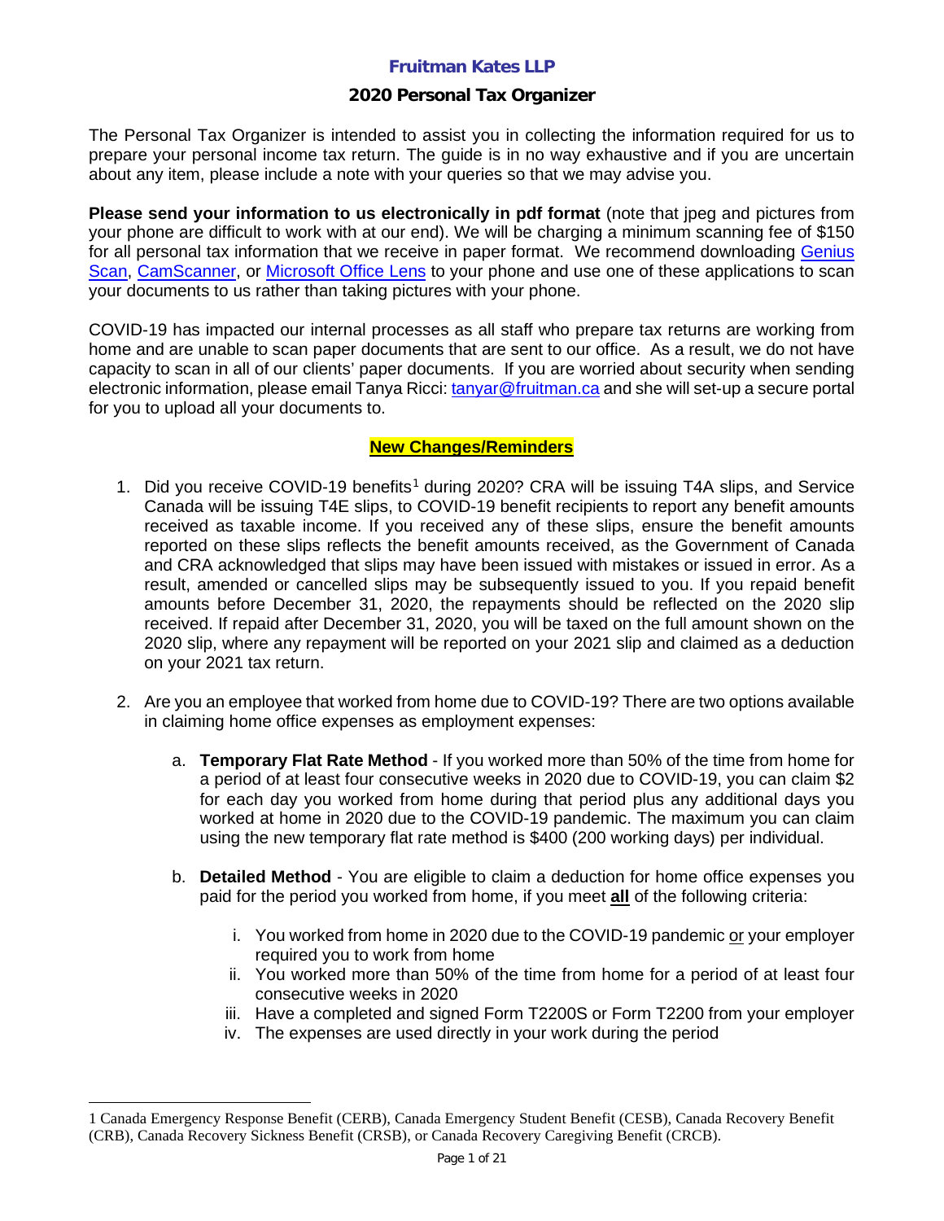# Fruitman Kates LLP

## 2020 Personal Tax Organizer

The Personal Tax Organizer is intended to assist you in collecting the information required for us to prepare your personal income tax return. The guide is in no way exhaustive and if you are uncertain about any item, please include a note with your queries so that we may advise you.

**Please send your information to us electronically in pdf format** (note that jpeg and pictures from your phone are difficult to work with at our end). We will be charging a minimum scanning fee of $150 for all personal tax information that we receive in paper format. We recommend downloading Genius Scan, CamScanner, or Microsoft Office Lens to your phone and use one of these applications to scan your documents to us rather than taking pictures with your phone.

COVID-19 has impacted our internal processes as all staff who prepare tax returns are working from home and are unable to scan paper documents that are sent to our office. As a result, we do not have capacity to scan in all of our clients' paper documents. If you are worried about security when sending electronic information, please email Tanya Ricci: tanyar@fruitman.ca and she will set-up a secure portal for you to upload all your documents to.

**New Changes/Reminders**

1. Did you receive COVID-19 benefits[1] during 2020? CRA will be issuing T4A slips, and Service Canada will be issuing T4E slips, to COVID-19 benefit recipients to report any benefit amounts received as taxable income. If you received any of these slips, ensure the benefit amounts reported on these slips reflects the benefit amounts received, as the Government of Canada and CRA acknowledged that slips may have been issued with mistakes or issued in error. As a result, amended or cancelled slips may be subsequently issued to you. If you repaid benefit amounts before December 31, 2020, the repayments should be reflected on the 2020 slip received. If repaid after December 31, 2020, you will be taxed on the full amount shown on the 2020 slip, where any repayment will be reported on your 2021 slip and claimed as a deduction on your 2021 tax return.

2. Are you an employee that worked from home due to COVID-19? There are two options available in claiming home office expenses as employment expenses:

    a. **Temporary Flat Rate Method** - If you worked more than 50% of the time from home for a period of at least four consecutive weeks in 2020 due to COVID-19, you can claim $2 for each day you worked from home during that period plus any additional days you worked at home in 2020 due to the COVID-19 pandemic. The maximum you can claim using the new temporary flat rate method is $400 (200 working days) per individual.

    b. **Detailed Method** - You are eligible to claim a deduction for home office expenses you paid for the period you worked from home, if you meet **all** of the following criteria:

        i. You worked from home in 2020 due to the COVID-19 pandemic or your employer required you to work from home
        ii. You worked more than 50% of the time from home for a period of at least four consecutive weeks in 2020
        iii. Have a completed and signed Form T2200S or Form T2200 from your employer
        iv. The expenses are used directly in your work during the period

---

[1] Canada Emergency Response Benefit (CERB), Canada Emergency Student Benefit (CESB), Canada Recovery Benefit (CRB), Canada Recovery Sickness Benefit (CRSB), or Canada Recovery Caregiving Benefit (CRCB).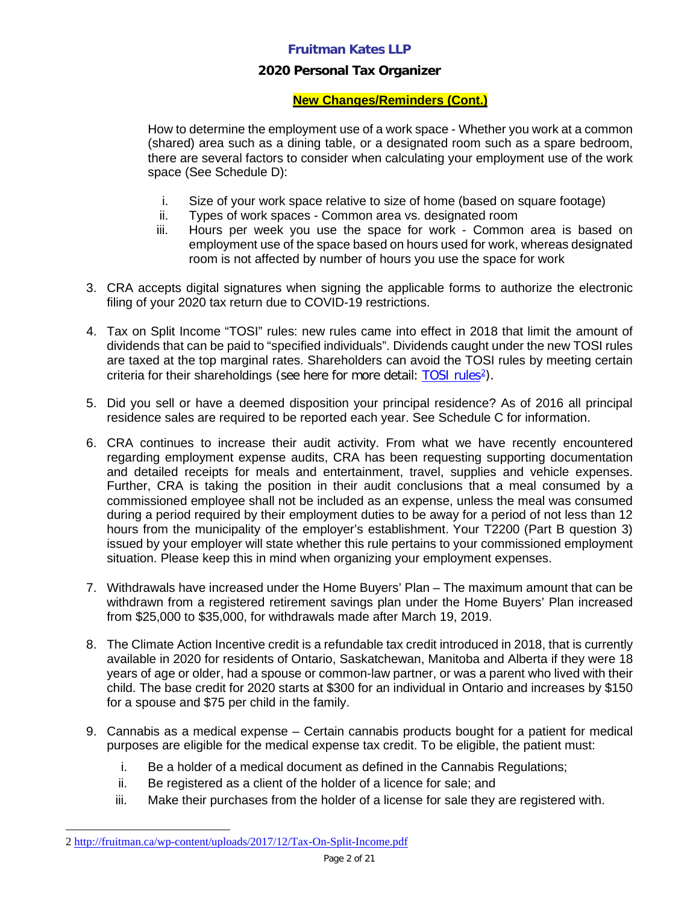## New Changes/Reminders (Cont.)

How to determine the employment use of a work space - Whether you work at a common (shared) area such as a dining table, or a designated room such as a spare bedroom, there are several factors to consider when calculating your employment use of the work space (See Schedule D):

i. Size of your work space relative to size of home (based on square footage)
ii. Types of work spaces - Common area vs. designated room
iii. Hours per week you use the space for work - Common area is based on employment use of the space based on hours used for work, whereas designated room is not affected by number of hours you use the space for work

3. CRA accepts digital signatures when signing the applicable forms to authorize the electronic filing of your 2020 tax return due to COVID-19 restrictions.

4. Tax on Split Income "TOSI" rules: new rules came into effect in 2018 that limit the amount of dividends that can be paid to "specified individuals". Dividends caught under the new TOSI rules are taxed at the top marginal rates. Shareholders can avoid the TOSI rules by meeting certain criteria for their shareholdings (see here for more detail: TOSI rules[2]).

5. Did you sell or have a deemed disposition your principal residence? As of 2016 all principal residence sales are required to be reported each year. See Schedule C for information.

6. CRA continues to increase their audit activity. From what we have recently encountered regarding employment expense audits, CRA has been requesting supporting documentation and detailed receipts for meals and entertainment, travel, supplies and vehicle expenses. Further, CRA is taking the position in their audit conclusions that a meal consumed by a commissioned employee shall not be included as an expense, unless the meal was consumed during a period required by their employment duties to be away for a period of not less than 12 hours from the municipality of the employer's establishment. Your T2200 (Part B question 3) issued by your employer will state whether this rule pertains to your commissioned employment situation. Please keep this in mind when organizing your employment expenses.

7. Withdrawals have increased under the Home Buyers' Plan – The maximum amount that can be withdrawn from a registered retirement savings plan under the Home Buyers' Plan increased from $25,000 to $35,000, for withdrawals made after March 19, 2019.

8. The Climate Action Incentive credit is a refundable tax credit introduced in 2018, that is currently available in 2020 for residents of Ontario, Saskatchewan, Manitoba and Alberta if they were 18 years of age or older, had a spouse or common-law partner, or was a parent who lived with their child. The base credit for 2020 starts at $300 for an individual in Ontario and increases by $150 for a spouse and $75 per child in the family.

9. Cannabis as a medical expense – Certain cannabis products bought for a patient for medical purposes are eligible for the medical expense tax credit. To be eligible, the patient must:

   i. Be a holder of a medical document as defined in the Cannabis Regulations;
   ii. Be registered as a client of the holder of a licence for sale; and
   iii. Make their purchases from the holder of a license for sale they are registered with.

[2] http://fruitman.ca/wp-content/uploads/2017/12/Tax-On-Split-Income.pdf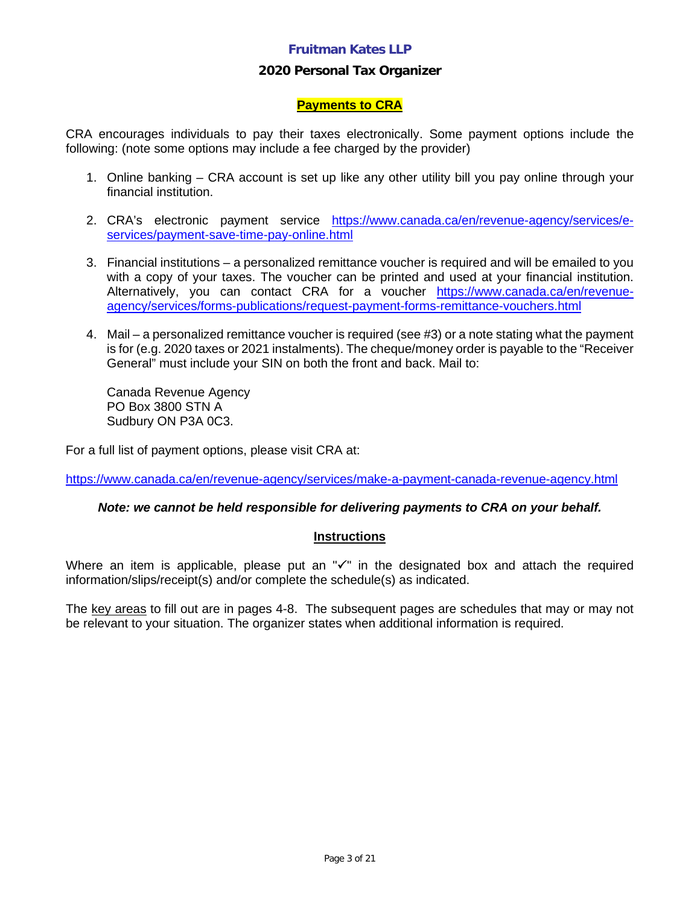**Payments to CRA**

CRA encourages individuals to pay their taxes electronically. Some payment options include the following: (note some options may include a fee charged by the provider)

1. Online banking – CRA account is set up like any other utility bill you pay online through your financial institution.

2. CRA's electronic payment service https://www.canada.ca/en/revenue-agency/services/e-services/payment-save-time-pay-online.html

3. Financial institutions – a personalized remittance voucher is required and will be emailed to you with a copy of your taxes. The voucher can be printed and used at your financial institution. Alternatively, you can contact CRA for a voucher https://www.canada.ca/en/revenue-agency/services/forms-publications/request-payment-forms-remittance-vouchers.html

4. Mail – a personalized remittance voucher is required (see #3) or a note stating what the payment is for (e.g. 2020 taxes or 2021 instalments). The cheque/money order is payable to the "Receiver General" must include your SIN on both the front and back. Mail to:

   Canada Revenue Agency
   PO Box 3800 STN A
   Sudbury ON P3A 0C3.

For a full list of payment options, please visit CRA at:

https://www.canada.ca/en/revenue-agency/services/make-a-payment-canada-revenue-agency.html

***Note: we cannot be held responsible for delivering payments to CRA on your behalf.***

**Instructions**

Where an item is applicable, please put an "✓" in the designated box and attach the required information/slips/receipt(s) and/or complete the schedule(s) as indicated.

The key areas to fill out are in pages 4-8. The subsequent pages are schedules that may or may not be relevant to your situation. The organizer states when additional information is required.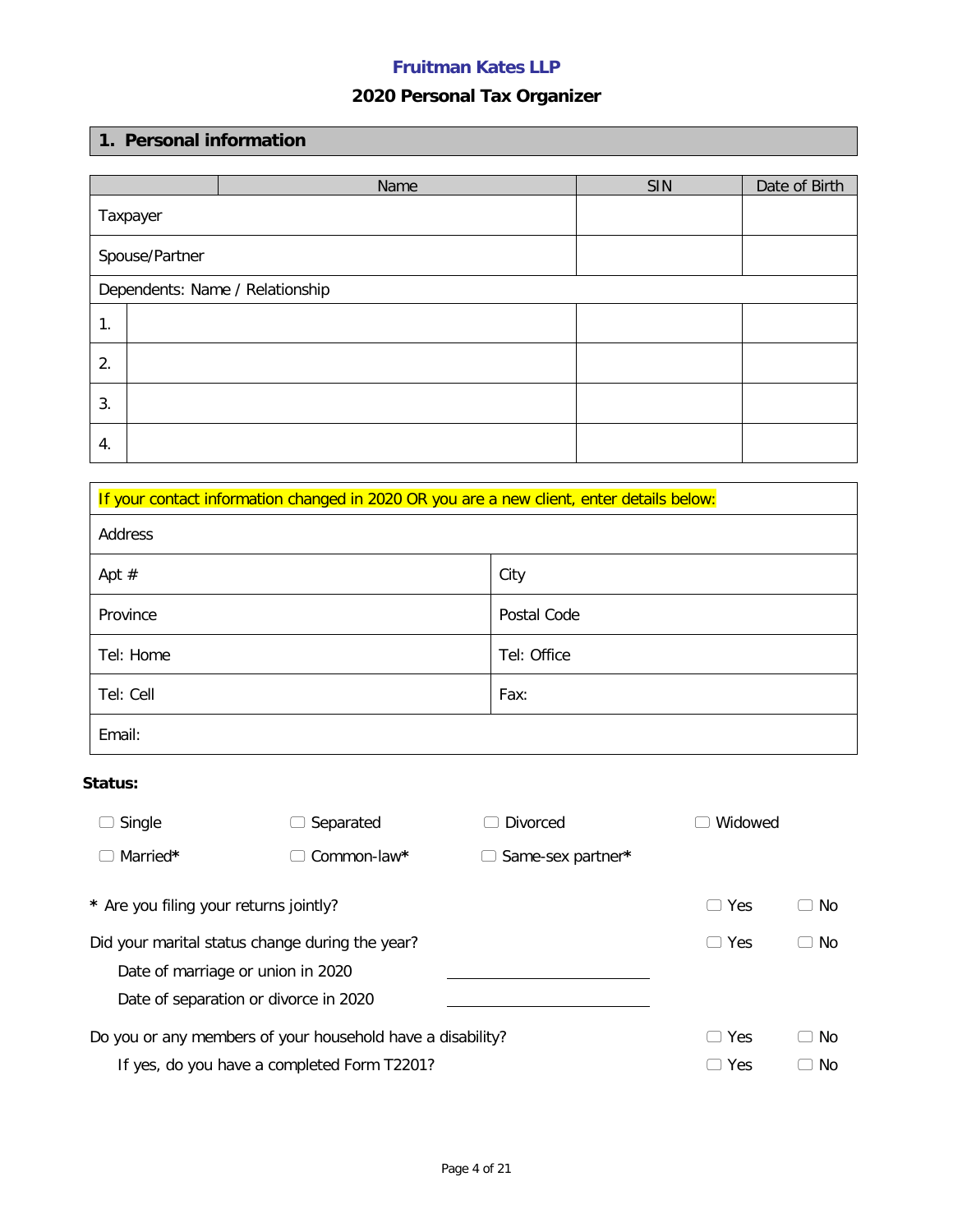**Fruitman Kates LLP**

**2020 Personal Tax Organizer**

## 1. Personal information

| | Name | SIN | Date of Birth |
|---|---|---|---|
| Taxpayer | | | |
| Spouse/Partner | | | |
| Dependents: Name / Relationship | | | |
| 1. | | | |
| 2. | | | |
| 3. | | | |
| 4. | | | |

| If your contact information changed in 2020 OR you are a new client, enter details below: | |
|---|---|
| Address | |
| Apt # | City |
| Province | Postal Code |
| Tel: Home | Tel: Office |
| Tel: Cell | Fax: |
| Email: | |

**Status:**

☐ Single ☐ Separated ☐ Divorced ☐ Widowed

☐ Married* ☐ Common-law* ☐ Same-sex partner*

| | | |
|---|---|---|
| * Are you filing your returns jointly? | ☐ Yes | ☐ No |
| Did your marital status change during the year? | ☐ Yes | ☐ No |
| Date of marriage or union in 2020 ____________________ | | |
| Date of separation or divorce in 2020 ____________________ | | |
| Do you or any members of your household have a disability? | ☐ Yes | ☐ No |
| If yes, do you have a completed Form T2201? | ☐ Yes | ☐ No |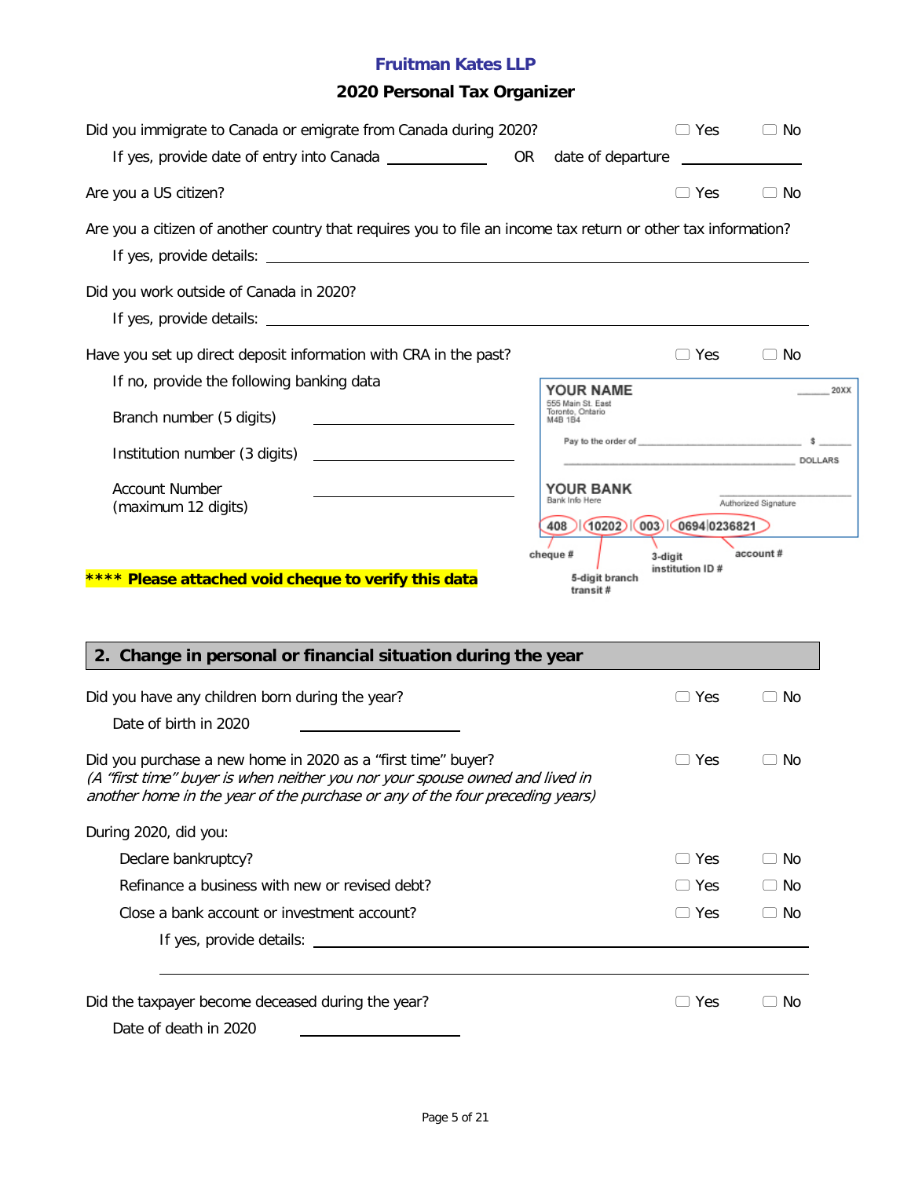**Fruitman Kates LLP**

**2020 Personal Tax Organizer**

Did you immigrate to Canada or emigrate from Canada during 2020? ☐ Yes ☐ No

If yes, provide date of entry into Canada ____________ OR date of departure ____________

Are you a US citizen? ☐ Yes ☐ No

Are you a citizen of another country that requires you to file an income tax return or other tax information?

If yes, provide details: ________________________________________

Did you work outside of Canada in 2020?

If yes, provide details: ________________________________________

Have you set up direct deposit information with CRA in the past? ☐ Yes ☐ No

If no, provide the following banking data

Branch number (5 digits) ____________________

Institution number (3 digits) ____________________

Account Number (maximum 12 digits) ____________________

YOUR NAME
555 Main St. East
Toronto, Ontario
M4B 1B4

20XX

Pay to the order of ____________ $ ______

____________ DOLLARS

YOUR BANK
Bank Info Here

Authorized Signature

408 | 10202 | 003 | 0694|0236821

cheque # — 5-digit branch transit # — 3-digit institution ID # — account #

**\*\*\*\* Please attached void cheque to verify this data**

## 2. Change in personal or financial situation during the year

Did you have any children born during the year? ☐ Yes ☐ No

Date of birth in 2020 ____________________

Did you purchase a new home in 2020 as a "first time" buyer? ☐ Yes ☐ No
*(A "first time" buyer is when neither you nor your spouse owned and lived in another home in the year of the purchase or any of the four preceding years)*

During 2020, did you:

Declare bankruptcy? ☐ Yes ☐ No

Refinance a business with new or revised debt? ☐ Yes ☐ No

Close a bank account or investment account? ☐ Yes ☐ No

If yes, provide details: ________________________________________

________________________________________

Did the taxpayer become deceased during the year? ☐ Yes ☐ No

Date of death in 2020 ____________________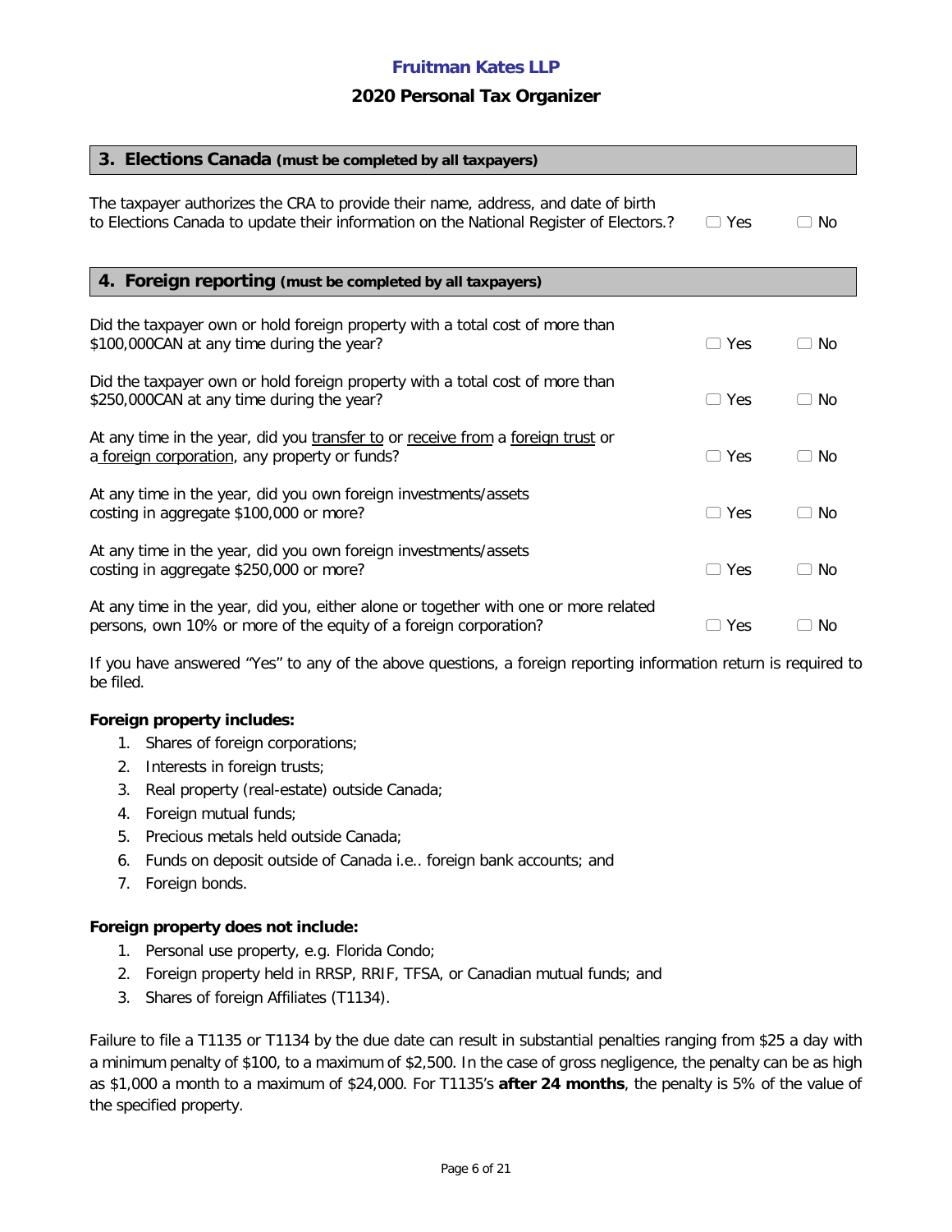## 3. Elections Canada (must be completed by all taxpayers)

The taxpayer authorizes the CRA to provide their name, address, and date of birth to Elections Canada to update their information on the National Register of Electors.? ☐ Yes ☐ No

## 4. Foreign reporting (must be completed by all taxpayers)

Did the taxpayer own or hold foreign property with a total cost of more than $100,000CAN at any time during the year? ☐ Yes ☐ No

Did the taxpayer own or hold foreign property with a total cost of more than $250,000CAN at any time during the year? ☐ Yes ☐ No

At any time in the year, did you transfer to or receive from a foreign trust or a foreign corporation, any property or funds? ☐ Yes ☐ No

At any time in the year, did you own foreign investments/assets costing in aggregate $100,000 or more? ☐ Yes ☐ No

At any time in the year, did you own foreign investments/assets costing in aggregate $250,000 or more? ☐ Yes ☐ No

At any time in the year, did you, either alone or together with one or more related persons, own 10% or more of the equity of a foreign corporation? ☐ Yes ☐ No

If you have answered "Yes" to any of the above questions, a foreign reporting information return is required to be filed.

**Foreign property includes:**

1. Shares of foreign corporations;
2. Interests in foreign trusts;
3. Real property (real-estate) outside Canada;
4. Foreign mutual funds;
5. Precious metals held outside Canada;
6. Funds on deposit outside of Canada i.e.. foreign bank accounts; and
7. Foreign bonds.

**Foreign property does not include:**

1. Personal use property, e.g. Florida Condo;
2. Foreign property held in RRSP, RRIF, TFSA, or Canadian mutual funds; and
3. Shares of foreign Affiliates (T1134).

Failure to file a T1135 or T1134 by the due date can result in substantial penalties ranging from $25 a day with a minimum penalty of $100, to a maximum of $2,500. In the case of gross negligence, the penalty can be as high as $1,000 a month to a maximum of $24,000. For T1135's **after 24 months**, the penalty is 5% of the value of the specified property.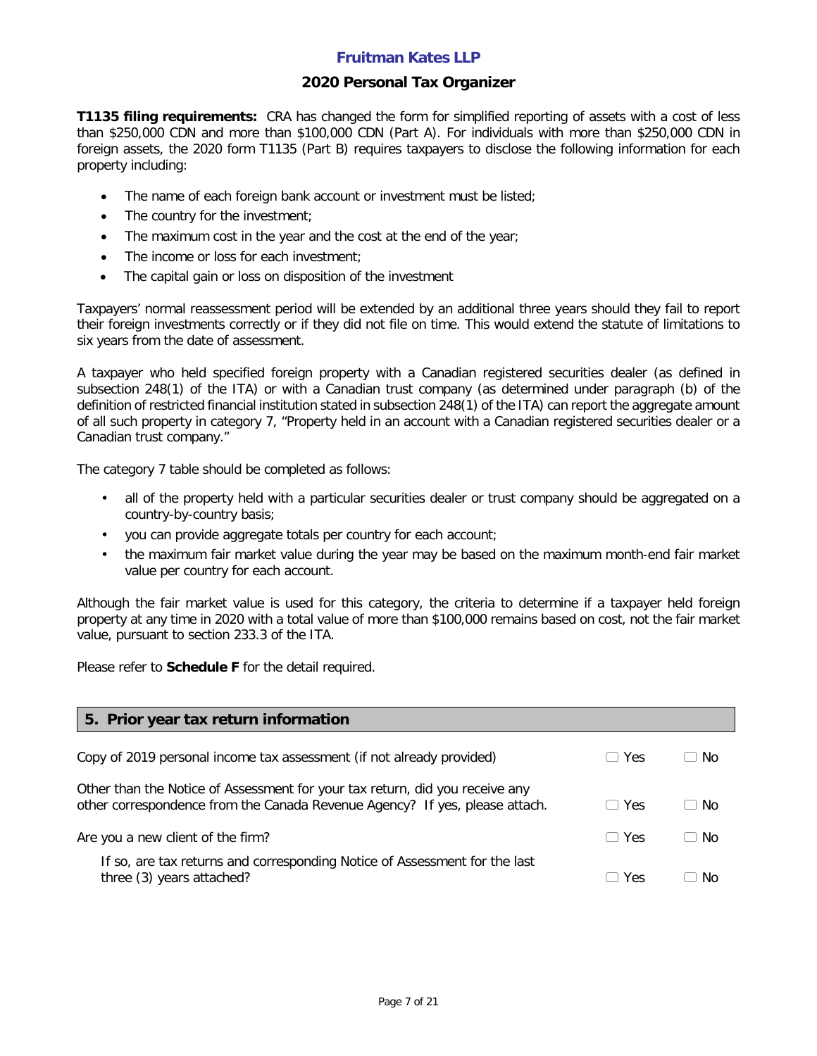**T1135 filing requirements:** CRA has changed the form for simplified reporting of assets with a cost of less than $250,000 CDN and more than $100,000 CDN (Part A). For individuals with more than $250,000 CDN in foreign assets, the 2020 form T1135 (Part B) requires taxpayers to disclose the following information for each property including:

- The name of each foreign bank account or investment must be listed;
- The country for the investment;
- The maximum cost in the year and the cost at the end of the year;
- The income or loss for each investment;
- The capital gain or loss on disposition of the investment

Taxpayers' normal reassessment period will be extended by an additional three years should they fail to report their foreign investments correctly or if they did not file on time. This would extend the statute of limitations to six years from the date of assessment.

A taxpayer who held specified foreign property with a Canadian registered securities dealer (as defined in subsection 248(1) of the ITA) or with a Canadian trust company (as determined under paragraph (b) of the definition of restricted financial institution stated in subsection 248(1) of the ITA) can report the aggregate amount of all such property in category 7, "Property held in an account with a Canadian registered securities dealer or a Canadian trust company."

The category 7 table should be completed as follows:

- all of the property held with a particular securities dealer or trust company should be aggregated on a country-by-country basis;
- you can provide aggregate totals per country for each account;
- the maximum fair market value during the year may be based on the maximum month-end fair market value per country for each account.

Although the fair market value is used for this category, the criteria to determine if a taxpayer held foreign property at any time in 2020 with a total value of more than $100,000 remains based on cost, not the fair market value, pursuant to section 233.3 of the ITA.

Please refer to **Schedule F** for the detail required.

## 5. Prior year tax return information

| | | |
|---|---|---|
| Copy of 2019 personal income tax assessment (if not already provided) | ☐ Yes | ☐ No |
| Other than the Notice of Assessment for your tax return, did you receive any other correspondence from the Canada Revenue Agency? If yes, please attach. | ☐ Yes | ☐ No |
| Are you a new client of the firm? | ☐ Yes | ☐ No |
| If so, are tax returns and corresponding Notice of Assessment for the last three (3) years attached? | ☐ Yes | ☐ No |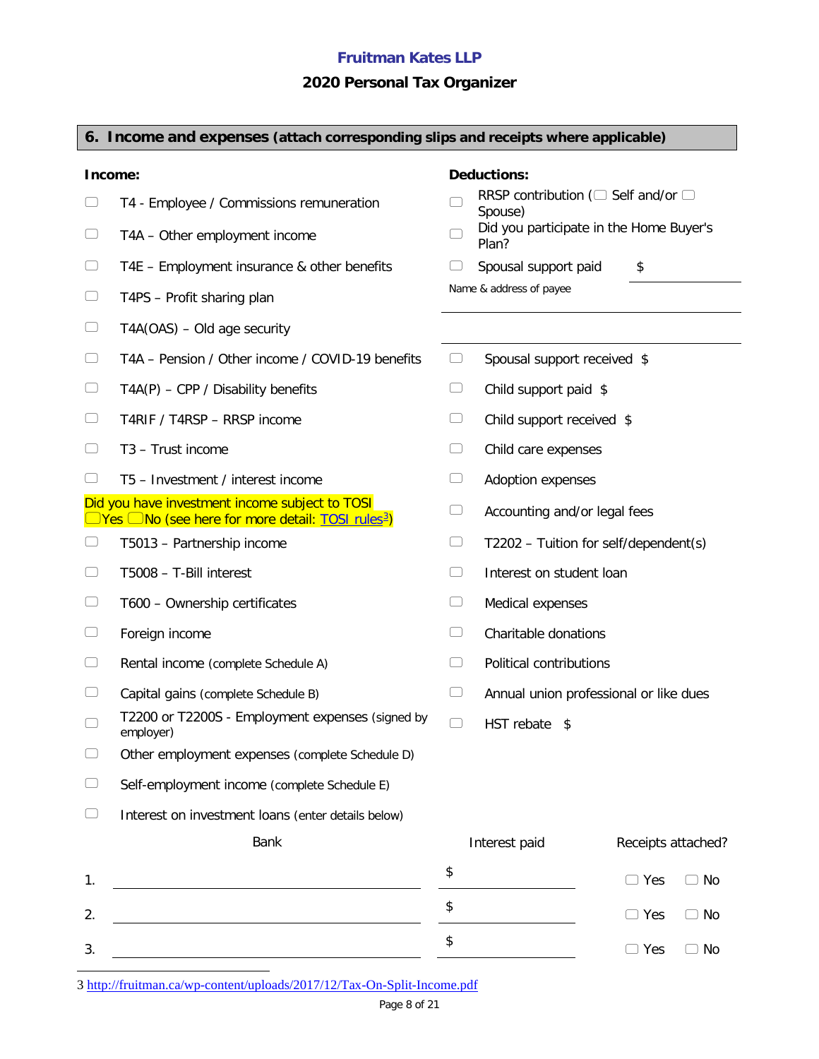Fruitman Kates LLP

2020 Personal Tax Organizer

## 6. Income and expenses (attach corresponding slips and receipts where applicable)

**Income:**

- ☐ T4 - Employee / Commissions remuneration
- ☐ T4A – Other employment income
- ☐ T4E – Employment insurance & other benefits
- ☐ T4PS – Profit sharing plan
- ☐ T4A(OAS) – Old age security
- ☐ T4A – Pension / Other income / COVID-19 benefits
- ☐ T4A(P) – CPP / Disability benefits
- ☐ T4RIF / T4RSP – RRSP income
- ☐ T3 – Trust income
- ☐ T5 – Investment / interest income

Did you have investment income subject to TOSI ☐Yes ☐No (see here for more detail: TOSI rules[3])

- ☐ T5013 – Partnership income
- ☐ T5008 – T-Bill interest
- ☐ T600 – Ownership certificates
- ☐ Foreign income
- ☐ Rental income (complete Schedule A)
- ☐ Capital gains (complete Schedule B)
- ☐ T2200 or T2200S - Employment expenses (signed by employer)
- ☐ Other employment expenses (complete Schedule D)
- ☐ Self-employment income (complete Schedule E)
- ☐ Interest on investment loans (enter details below)

**Deductions:**

- ☐ RRSP contribution (☐ Self and/or ☐ Spouse)
- ☐ Did you participate in the Home Buyer's Plan?
- ☐ Spousal support paid $ ____________

Name & address of payee

______________________________________

______________________________________

- ☐ Spousal support received $
- ☐ Child support paid $
- ☐ Child support received $
- ☐ Child care expenses
- ☐ Adoption expenses
- ☐ Accounting and/or legal fees
- ☐ T2202 – Tuition for self/dependent(s)
- ☐ Interest on student loan
- ☐ Medical expenses
- ☐ Charitable donations
- ☐ Political contributions
- ☐ Annual union professional or like dues
- ☐ HST rebate $

| | Bank | Interest paid | Receipts attached? |
|---|---|---|---|
| 1. | | $ | ☐ Yes ☐ No |
| 2. | | $ | ☐ Yes ☐ No |
| 3. | | $ | ☐ Yes ☐ No |

[3] http://fruitman.ca/wp-content/uploads/2017/12/Tax-On-Split-Income.pdf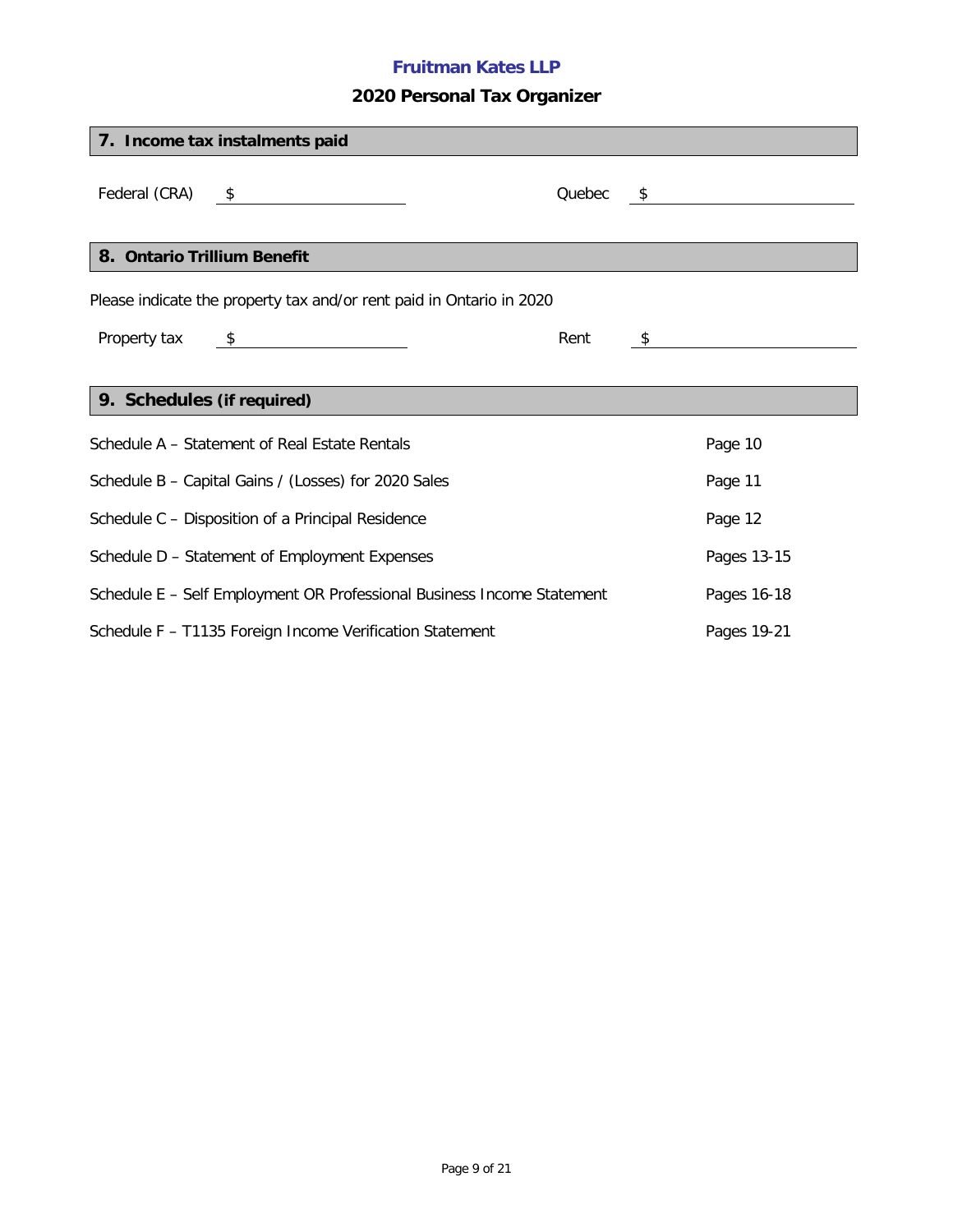## 7. Income tax instalments paid

Federal (CRA) $ ____________________ Quebec $ ____________________

## 8. Ontario Trillium Benefit

Please indicate the property tax and/or rent paid in Ontario in 2020

Property tax $ ____________________ Rent $ ____________________

## 9. Schedules (if required)

| Schedule | Page |
|---|---|
| Schedule A – Statement of Real Estate Rentals | Page 10 |
| Schedule B – Capital Gains / (Losses) for 2020 Sales | Page 11 |
| Schedule C – Disposition of a Principal Residence | Page 12 |
| Schedule D – Statement of Employment Expenses | Pages 13-15 |
| Schedule E – Self Employment OR Professional Business Income Statement | Pages 16-18 |
| Schedule F – T1135 Foreign Income Verification Statement | Pages 19-21 |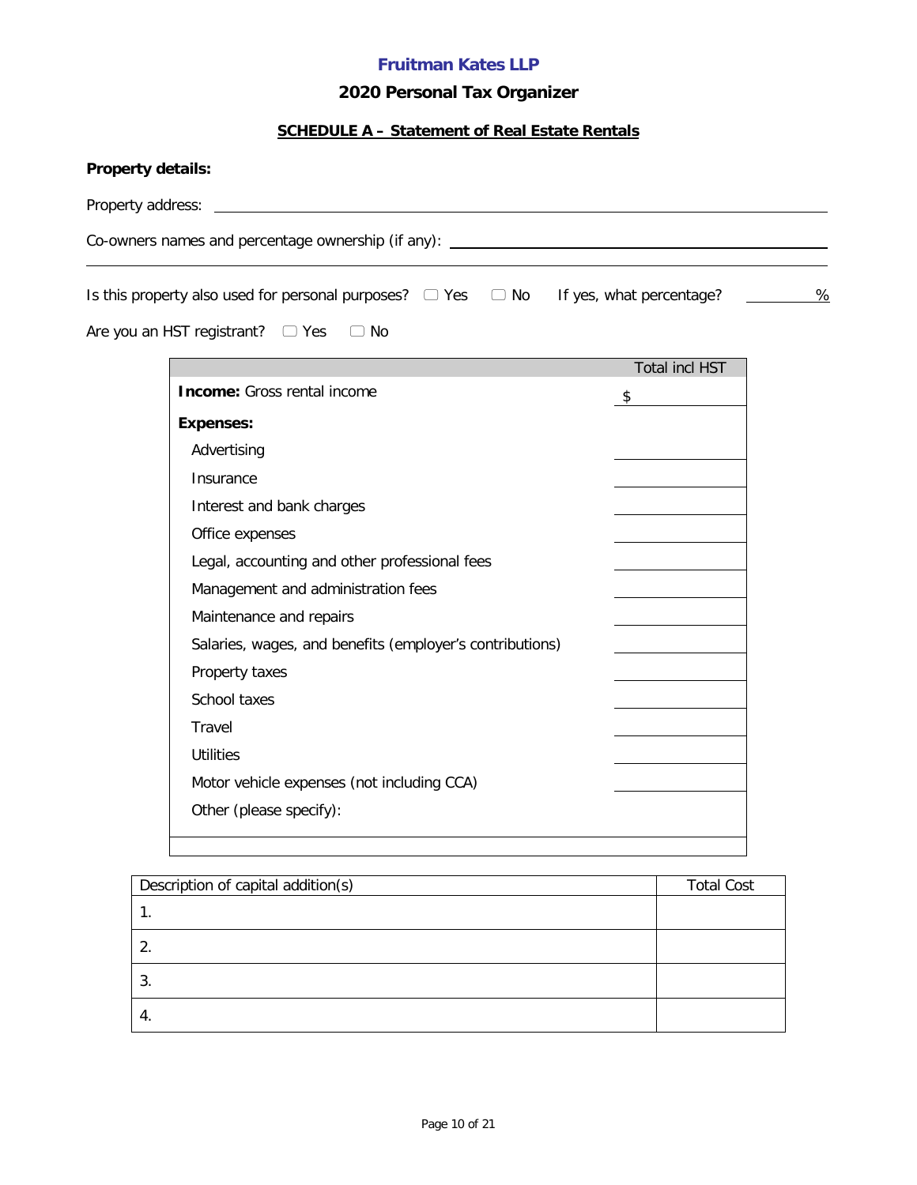**Fruitman Kates LLP**

## 2020 Personal Tax Organizer

### SCHEDULE A – Statement of Real Estate Rentals

**Property details:**

Property address: ______________________________________________

Co-owners names and percentage ownership (if any): ______________________________________________

______________________________________________

Is this property also used for personal purposes? ☐ Yes ☐ No If yes, what percentage? ________%

Are you an HST registrant? ☐ Yes ☐ No

| | Total incl HST |
|---|---|
| **Income:** Gross rental income | $ |
| **Expenses:** | |
| Advertising | |
| Insurance | |
| Interest and bank charges | |
| Office expenses | |
| Legal, accounting and other professional fees | |
| Management and administration fees | |
| Maintenance and repairs | |
| Salaries, wages, and benefits (employer's contributions) | |
| Property taxes | |
| School taxes | |
| Travel | |
| Utilities | |
| Motor vehicle expenses (not including CCA) | |
| Other (please specify): | |
| | |

| Description of capital addition(s) | Total Cost |
|---|---|
| 1. | |
| 2. | |
| 3. | |
| 4. | |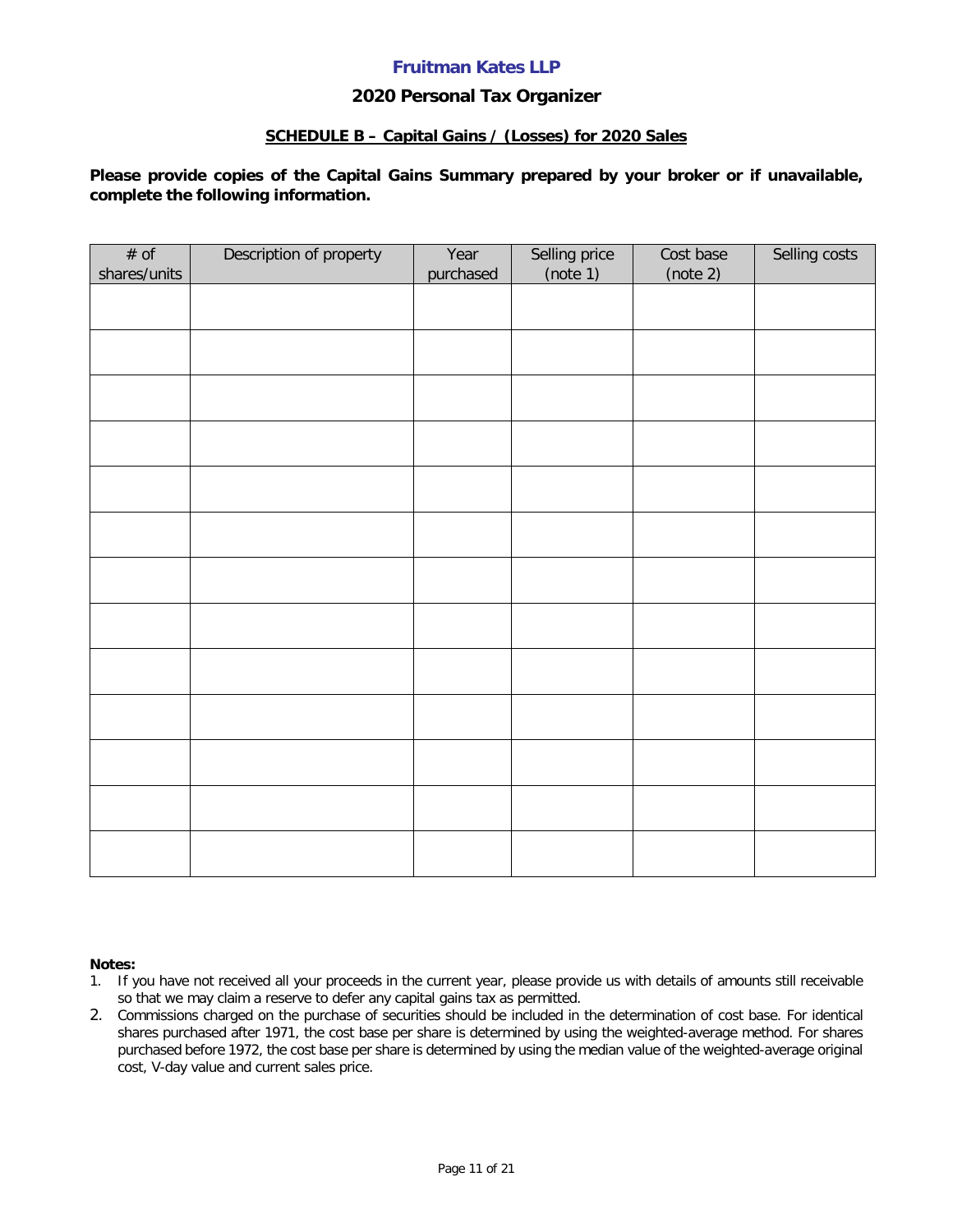# Fruitman Kates LLP

## 2020 Personal Tax Organizer

### SCHEDULE B – Capital Gains / (Losses) for 2020 Sales

**Please provide copies of the Capital Gains Summary prepared by your broker or if unavailable, complete the following information.**

| # of shares/units | Description of property | Year purchased | Selling price (note 1) | Cost base (note 2) | Selling costs |
|---|---|---|---|---|---|
| | | | | | |
| | | | | | |
| | | | | | |
| | | | | | |
| | | | | | |
| | | | | | |
| | | | | | |
| | | | | | |
| | | | | | |
| | | | | | |
| | | | | | |
| | | | | | |
| | | | | | |

**Notes:**

1. If you have not received all your proceeds in the current year, please provide us with details of amounts still receivable so that we may claim a reserve to defer any capital gains tax as permitted.
2. Commissions charged on the purchase of securities should be included in the determination of cost base. For identical shares purchased after 1971, the cost base per share is determined by using the weighted-average method. For shares purchased before 1972, the cost base per share is determined by using the median value of the weighted-average original cost, V-day value and current sales price.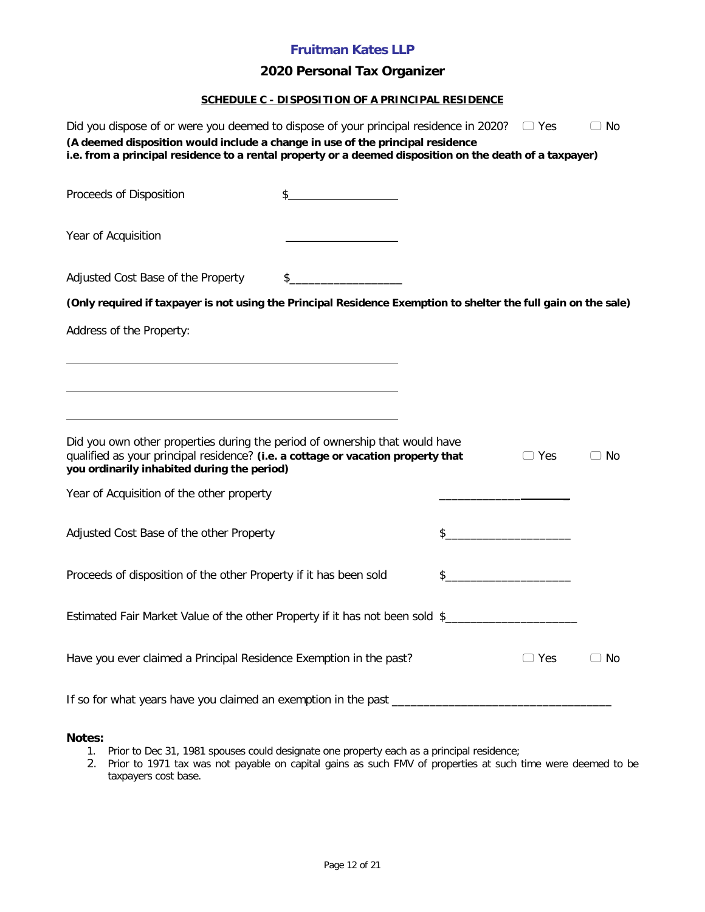# Fruitman Kates LLP

## 2020 Personal Tax Organizer

### SCHEDULE C - DISPOSITION OF A PRINCIPAL RESIDENCE

Did you dispose of or were you deemed to dispose of your principal residence in 2020? ☐ Yes ☐ No
**(A deemed disposition would include a change in use of the principal residence i.e. from a principal residence to a rental property or a deemed disposition on the death of a taxpayer)**

Proceeds of Disposition $__________________

Year of Acquisition __________________

Adjusted Cost Base of the Property $__________________

**(Only required if taxpayer is not using the Principal Residence Exemption to shelter the full gain on the sale)**

Address of the Property:

__________________________________________________

__________________________________________________

__________________________________________________

Did you own other properties during the period of ownership that would have qualified as your principal residence? **(i.e. a cottage or vacation property that you ordinarily inhabited during the period)** ☐ Yes ☐ No

Year of Acquisition of the other property ____________________

Adjusted Cost Base of the other Property $____________________

Proceeds of disposition of the other Property if it has been sold $____________________

Estimated Fair Market Value of the other Property if it has not been sold $____________________

Have you ever claimed a Principal Residence Exemption in the past? ☐ Yes ☐ No

If so for what years have you claimed an exemption in the past ________________________________

**Notes:**

1. Prior to Dec 31, 1981 spouses could designate one property each as a principal residence;
2. Prior to 1971 tax was not payable on capital gains as such FMV of properties at such time were deemed to be taxpayers cost base.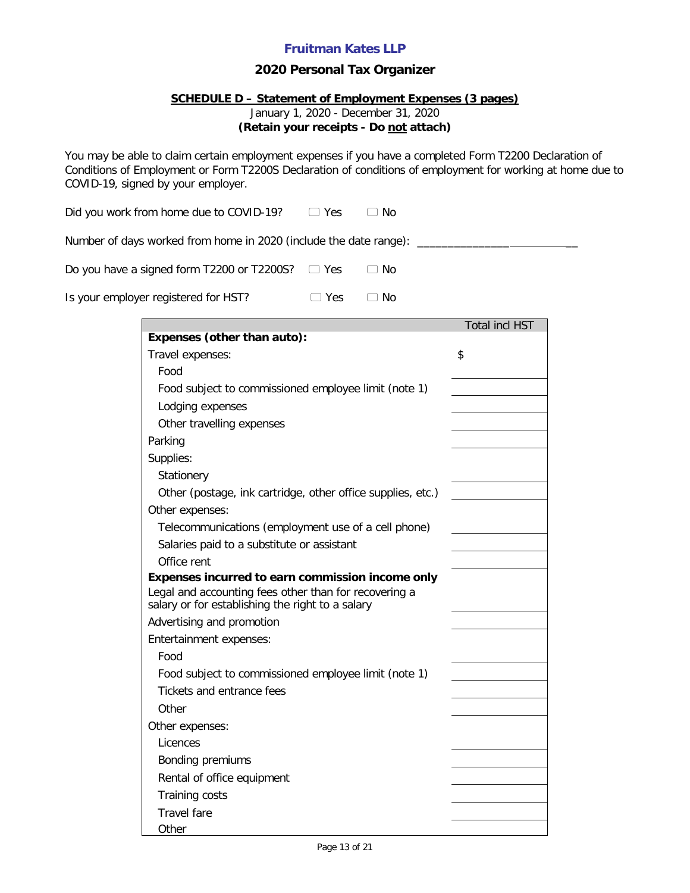**Fruitman Kates LLP**

## 2020 Personal Tax Organizer

### SCHEDULE D – Statement of Employment Expenses (3 pages)

January 1, 2020 - December 31, 2020

**(Retain your receipts - Do not attach)**

You may be able to claim certain employment expenses if you have a completed Form T2200 Declaration of Conditions of Employment or Form T2200S Declaration of conditions of employment for working at home due to COVID-19, signed by your employer.

Did you work from home due to COVID-19? ☐ Yes ☐ No

Number of days worked from home in 2020 (include the date range): ___________________________

Do you have a signed form T2200 or T2200S? ☐ Yes ☐ No

Is your employer registered for HST? ☐ Yes ☐ No

| | Total incl HST |
|---|---|
| **Expenses (other than auto):** | |
| Travel expenses: | $ |
| Food | |
| Food subject to commissioned employee limit (note 1) | |
| Lodging expenses | |
| Other travelling expenses | |
| Parking | |
| Supplies: | |
| Stationery | |
| Other (postage, ink cartridge, other office supplies, etc.) | |
| Other expenses: | |
| Telecommunications (employment use of a cell phone) | |
| Salaries paid to a substitute or assistant | |
| Office rent | |
| **Expenses incurred to earn commission income only** | |
| Legal and accounting fees other than for recovering a salary or for establishing the right to a salary | |
| Advertising and promotion | |
| Entertainment expenses: | |
| Food | |
| Food subject to commissioned employee limit (note 1) | |
| Tickets and entrance fees | |
| Other | |
| Other expenses: | |
| Licences | |
| Bonding premiums | |
| Rental of office equipment | |
| Training costs | |
| Travel fare | |
| Other | |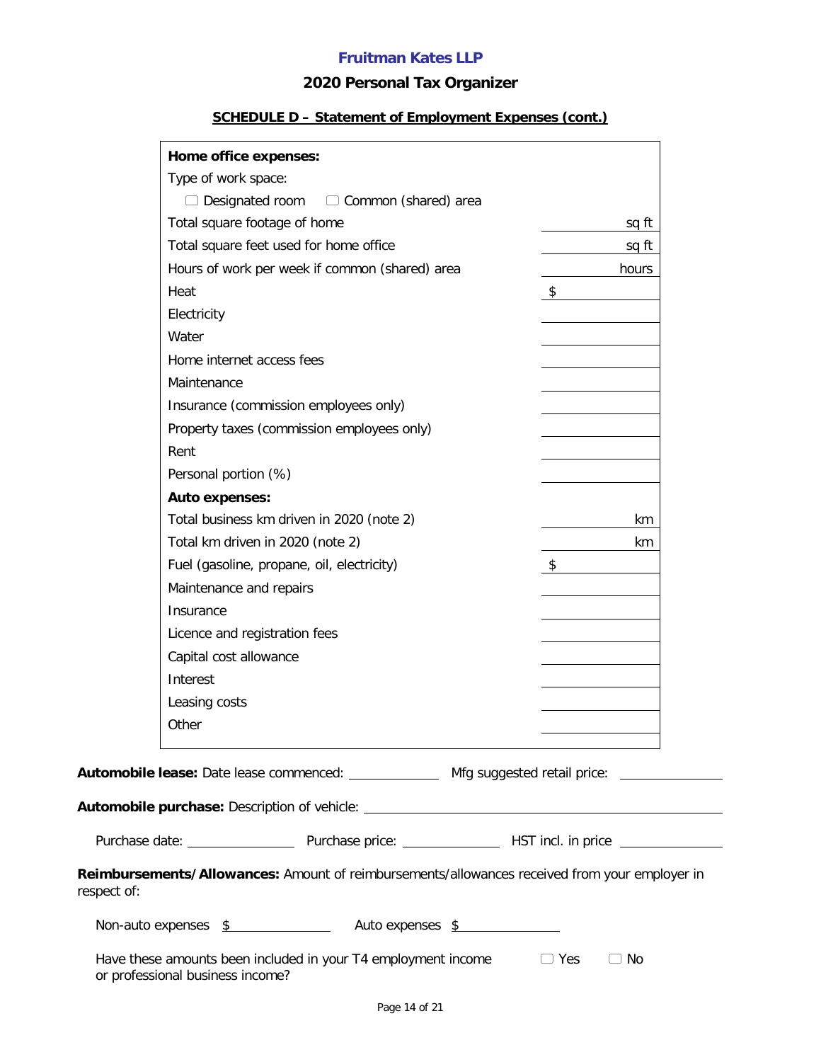**Fruitman Kates LLP**

**2020 Personal Tax Organizer**

## SCHEDULE D – Statement of Employment Expenses (cont.)

| | |
|---|---|
| **Home office expenses:** | |
| Type of work space: | |
| ☐ Designated room ☐ Common (shared) area | |
| Total square footage of home | sq ft |
| Total square feet used for home office | sq ft |
| Hours of work per week if common (shared) area | hours |
| Heat | $ |
| Electricity | |
| Water | |
| Home internet access fees | |
| Maintenance | |
| Insurance (commission employees only) | |
| Property taxes (commission employees only) | |
| Rent | |
| Personal portion (%) | |
| **Auto expenses:** | |
| Total business km driven in 2020 (note 2) | km |
| Total km driven in 2020 (note 2) | km |
| Fuel (gasoline, propane, oil, electricity) | $ |
| Maintenance and repairs | |
| Insurance | |
| Licence and registration fees | |
| Capital cost allowance | |
| Interest | |
| Leasing costs | |
| Other | |

**Automobile lease:** Date lease commenced: ____________ Mfg suggested retail price: ____________

**Automobile purchase:** Description of vehicle: ____________________________________________

Purchase date: ____________ Purchase price: ____________ HST incl. in price ____________

**Reimbursements/Allowances:** Amount of reimbursements/allowances received from your employer in respect of:

Non-auto expenses $____________ Auto expenses $____________

Have these amounts been included in your T4 employment income or professional business income? ☐ Yes ☐ No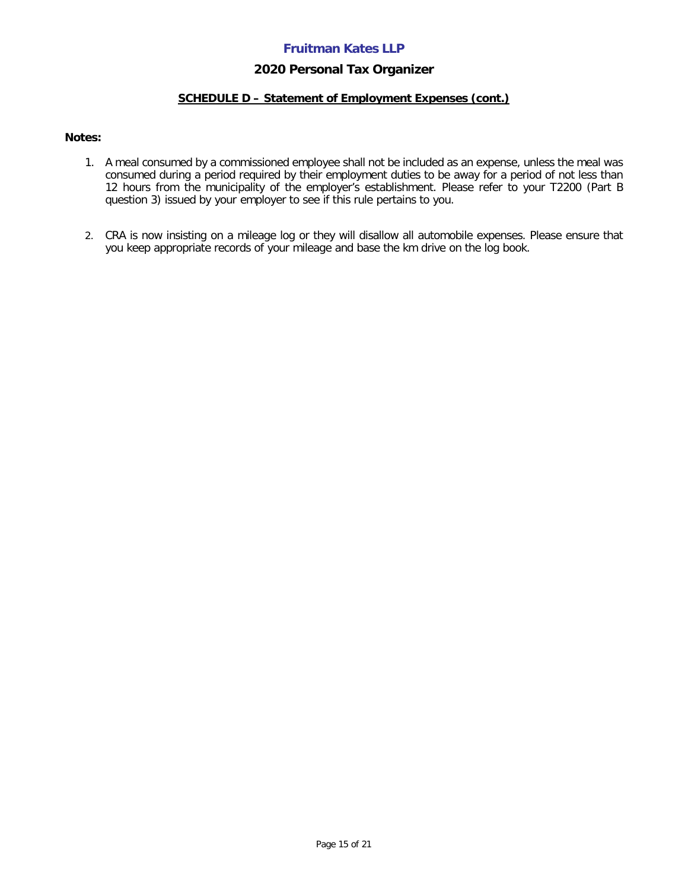# Fruitman Kates LLP

## 2020 Personal Tax Organizer

### SCHEDULE D – Statement of Employment Expenses (cont.)

**Notes:**

1. A meal consumed by a commissioned employee shall not be included as an expense, unless the meal was consumed during a period required by their employment duties to be away for a period of not less than 12 hours from the municipality of the employer's establishment. Please refer to your T2200 (Part B question 3) issued by your employer to see if this rule pertains to you.

2. CRA is now insisting on a mileage log or they will disallow all automobile expenses. Please ensure that you keep appropriate records of your mileage and base the km drive on the log book.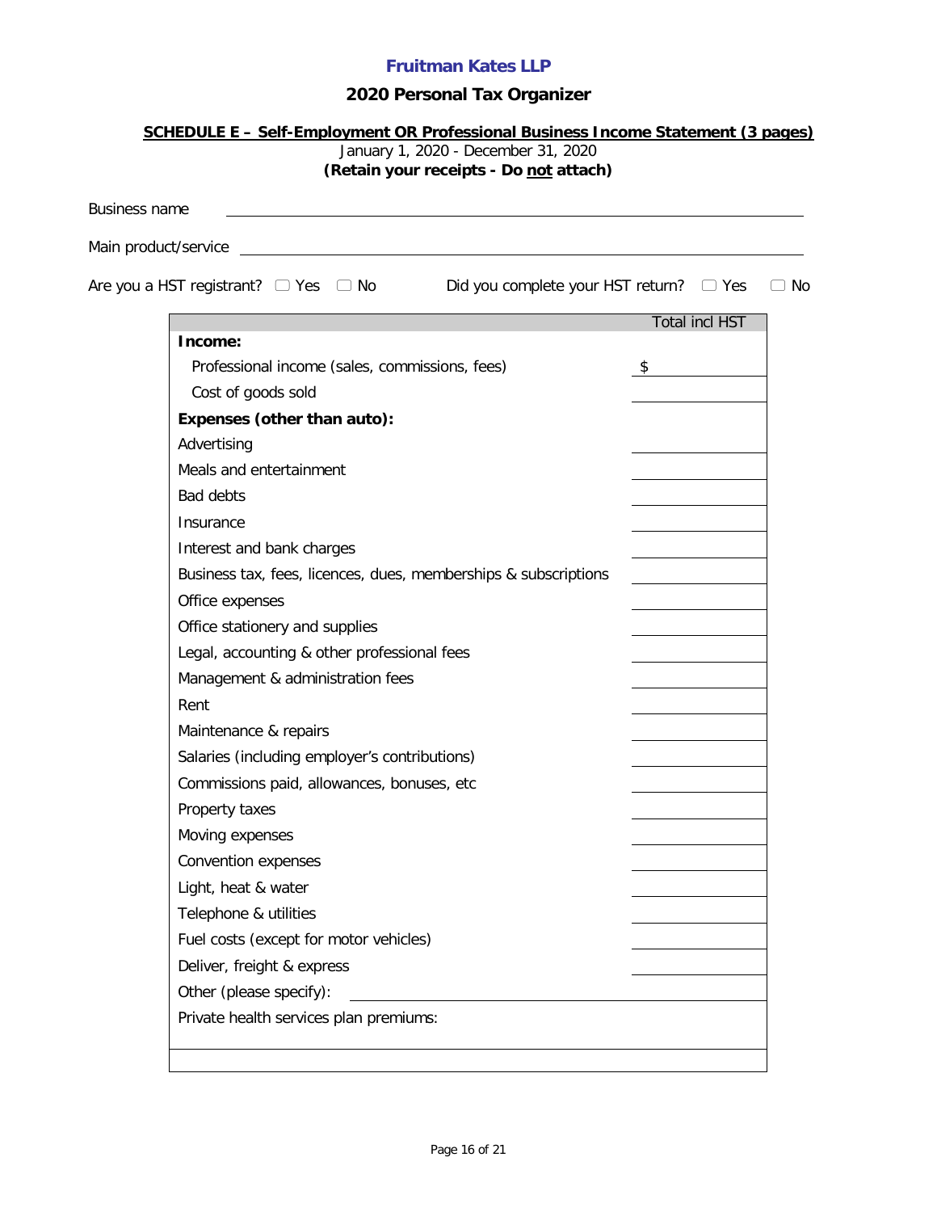**Fruitman Kates LLP**

## 2020 Personal Tax Organizer

**SCHEDULE E – Self-Employment OR Professional Business Income Statement (3 pages)**

January 1, 2020 - December 31, 2020

**(Retain your receipts - Do not attach)**

Business name ______________________________

Main product/service ______________________________

Are you a HST registrant? ☐ Yes ☐ No     Did you complete your HST return? ☐ Yes ☐ No

| | Total incl HST |
|---|---|
| **Income:** | |
| Professional income (sales, commissions, fees) | $ |
| Cost of goods sold | |
| **Expenses (other than auto):** | |
| Advertising | |
| Meals and entertainment | |
| Bad debts | |
| Insurance | |
| Interest and bank charges | |
| Business tax, fees, licences, dues, memberships & subscriptions | |
| Office expenses | |
| Office stationery and supplies | |
| Legal, accounting & other professional fees | |
| Management & administration fees | |
| Rent | |
| Maintenance & repairs | |
| Salaries (including employer's contributions) | |
| Commissions paid, allowances, bonuses, etc | |
| Property taxes | |
| Moving expenses | |
| Convention expenses | |
| Light, heat & water | |
| Telephone & utilities | |
| Fuel costs (except for motor vehicles) | |
| Deliver, freight & express | |
| Other (please specify): | |
| Private health services plan premiums: | |
| | |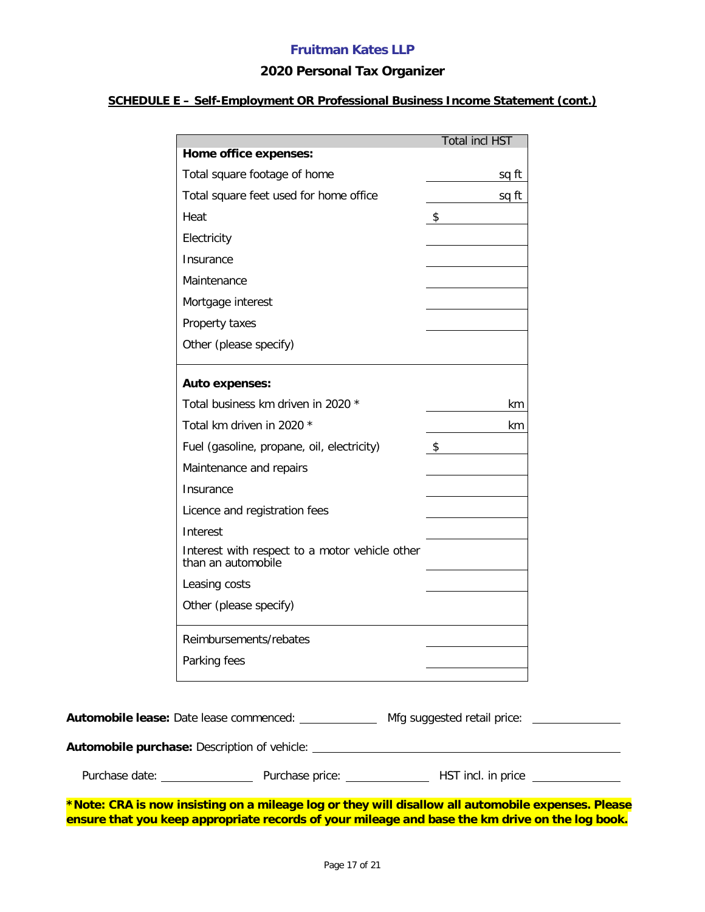**Fruitman Kates LLP**

## 2020 Personal Tax Organizer

### SCHEDULE E – Self-Employment OR Professional Business Income Statement (cont.)

| | Total incl HST |
|---|---|
| **Home office expenses:** | |
| Total square footage of home | sq ft |
| Total square feet used for home office | sq ft |
| Heat | $ |
| Electricity | |
| Insurance | |
| Maintenance | |
| Mortgage interest | |
| Property taxes | |
| Other (please specify) | |
| **Auto expenses:** | |
| Total business km driven in 2020 * | km |
| Total km driven in 2020 * | km |
| Fuel (gasoline, propane, oil, electricity) | $ |
| Maintenance and repairs | |
| Insurance | |
| Licence and registration fees | |
| Interest | |
| Interest with respect to a motor vehicle other than an automobile | |
| Leasing costs | |
| Other (please specify) | |
| Reimbursements/rebates | |
| Parking fees | |

**Automobile lease:** Date lease commenced: ____________ Mfg suggested retail price: ______________

**Automobile purchase:** Description of vehicle: ______________________________________________

Purchase date: ______________ Purchase price: _____________ HST incl. in price ______________

***Note: CRA is now insisting on a mileage log or they will disallow all automobile expenses. Please ensure that you keep appropriate records of your mileage and base the km drive on the log book.**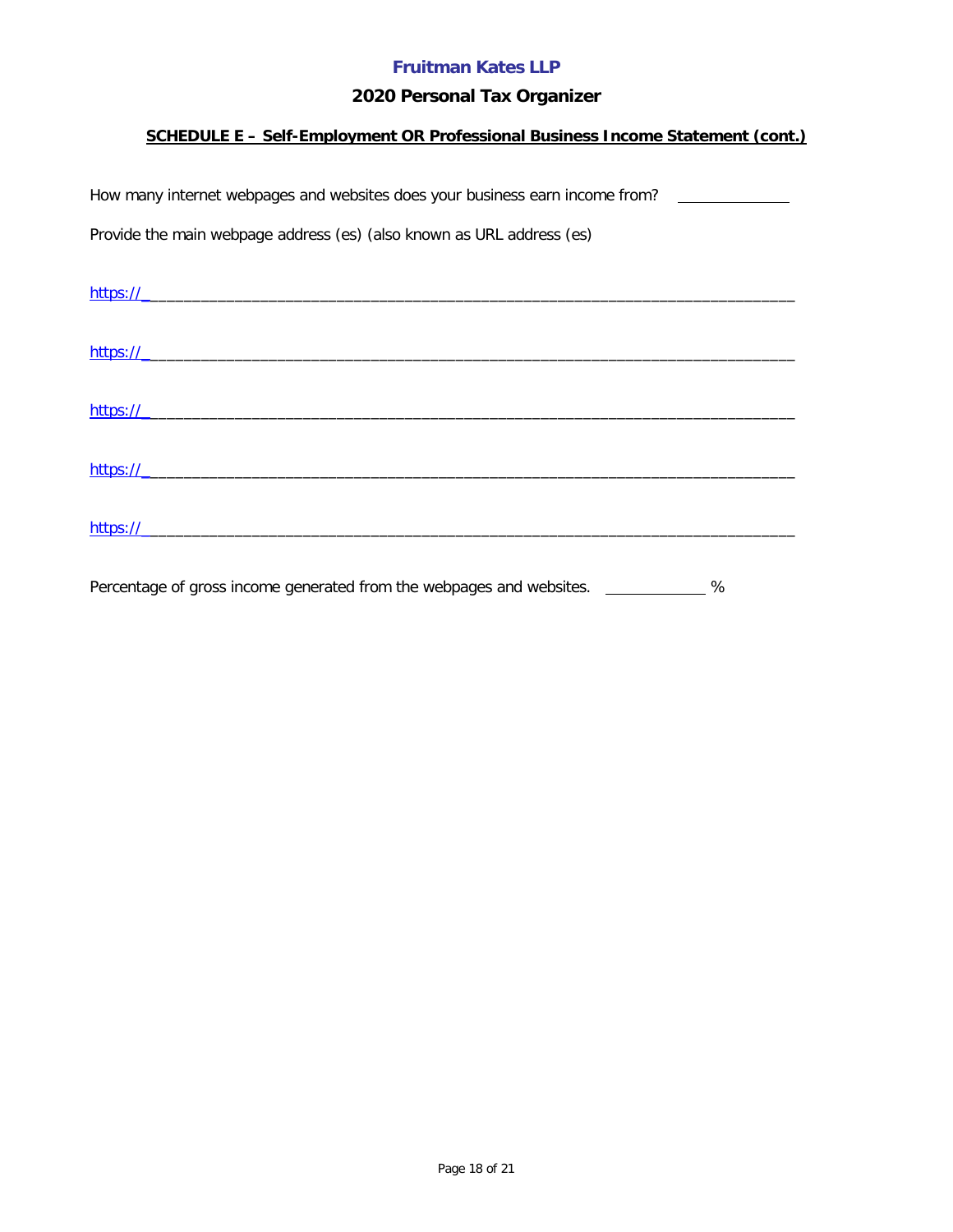**Fruitman Kates LLP**

## 2020 Personal Tax Organizer

### SCHEDULE E – Self-Employment OR Professional Business Income Statement (cont.)

How many internet webpages and websites does your business earn income from? ______________

Provide the main webpage address (es) (also known as URL address (es)

https://________________________________________________________________________________

https://________________________________________________________________________________

https://________________________________________________________________________________

https://________________________________________________________________________________

https://________________________________________________________________________________

Percentage of gross income generated from the webpages and websites. ____________ %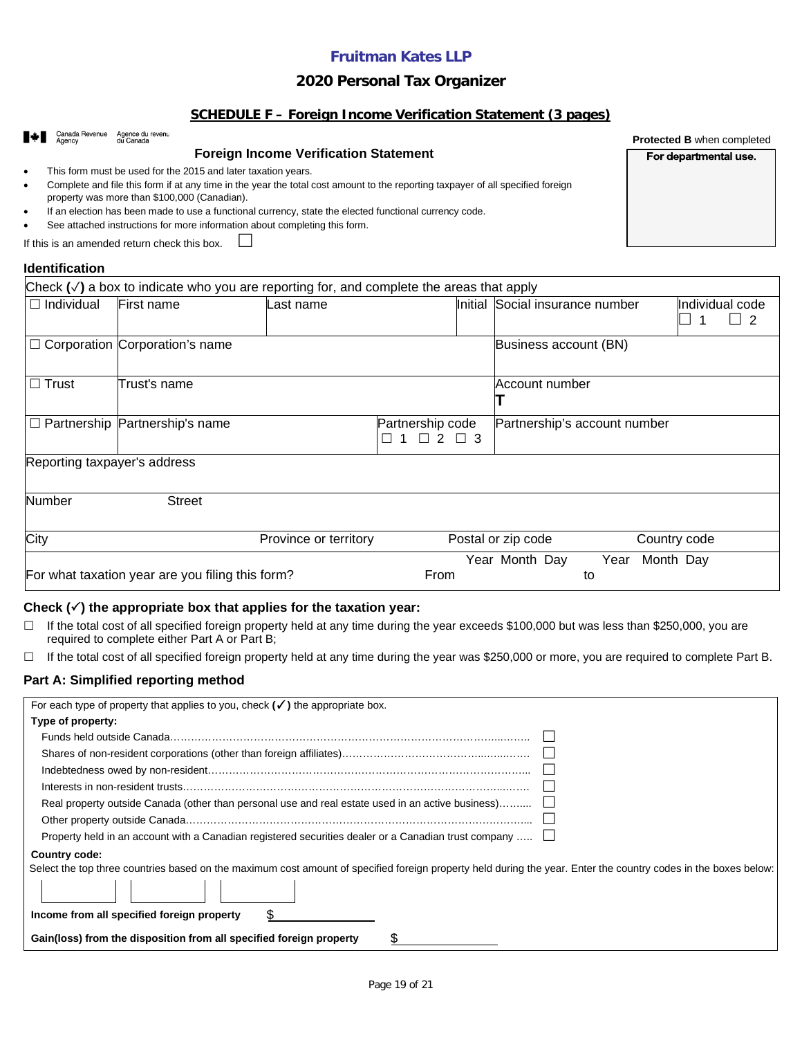# Fruitman Kates LLP

## 2020 Personal Tax Organizer

### SCHEDULE F – Foreign Income Verification Statement (3 pages)

Canada Revenue Agency / Agence du revenu du Canada

**Protected B** when completed

**For departmental use.**

### Foreign Income Verification Statement

- This form must be used for the 2015 and later taxation years.
- Complete and file this form if at any time in the year the total cost amount to the reporting taxpayer of all specified foreign property was more than $100,000 (Canadian).
- If an election has been made to use a functional currency, state the elected functional currency code.
- See attached instructions for more information about completing this form.

If this is an amended return check this box. ☐

### Identification

| Check (✓) a box to indicate who you are reporting for, and complete the areas that apply | | | | | |
|---|---|---|---|---|---|
| ☐ Individual | First name | Last name | Initial | Social insurance number | Individual code ☐ 1 ☐ 2 |
| ☐ Corporation | Corporation's name | | | Business account (BN) | |
| ☐ Trust | Trust's name | | | Account number T | |
| ☐ Partnership | Partnership's name | | Partnership code ☐ 1 ☐ 2 ☐ 3 | Partnership's account number | |
| Reporting taxpayer's address | | | | | |
| Number | Street | | | | |
| City | | Province or territory | | Postal or zip code | Country code |
| For what taxation year are you filing this form? | | | From (Year Month Day) | to (Year Month Day) | |

### Check (✓) the appropriate box that applies for the taxation year:

☐ If the total cost of all specified foreign property held at any time during the year exceeds $100,000 but was less than $250,000, you are required to complete either Part A or Part B;

☐ If the total cost of all specified foreign property held at any time during the year was $250,000 or more, you are required to complete Part B.

### Part A: Simplified reporting method

For each type of property that applies to you, check **(✓)** the appropriate box.

**Type of property:**

- Funds held outside Canada ☐
- Shares of non-resident corporations (other than foreign affiliates) ☐
- Indebtedness owed by non-resident ☐
- Interests in non-resident trusts ☐
- Real property outside Canada (other than personal use and real estate used in an active business) ☐
- Other property outside Canada ☐
- Property held in an account with a Canadian registered securities dealer or a Canadian trust company ☐

**Country code:**

Select the top three countries based on the maximum cost amount of specified foreign property held during the year. Enter the country codes in the boxes below:

| | | |
|---|---|---|
| | | |

**Income from all specified foreign property** $\_\_\_\_\_\_\_\_

**Gain(loss) from the disposition from all specified foreign property** $\_\_\_\_\_\_\_\_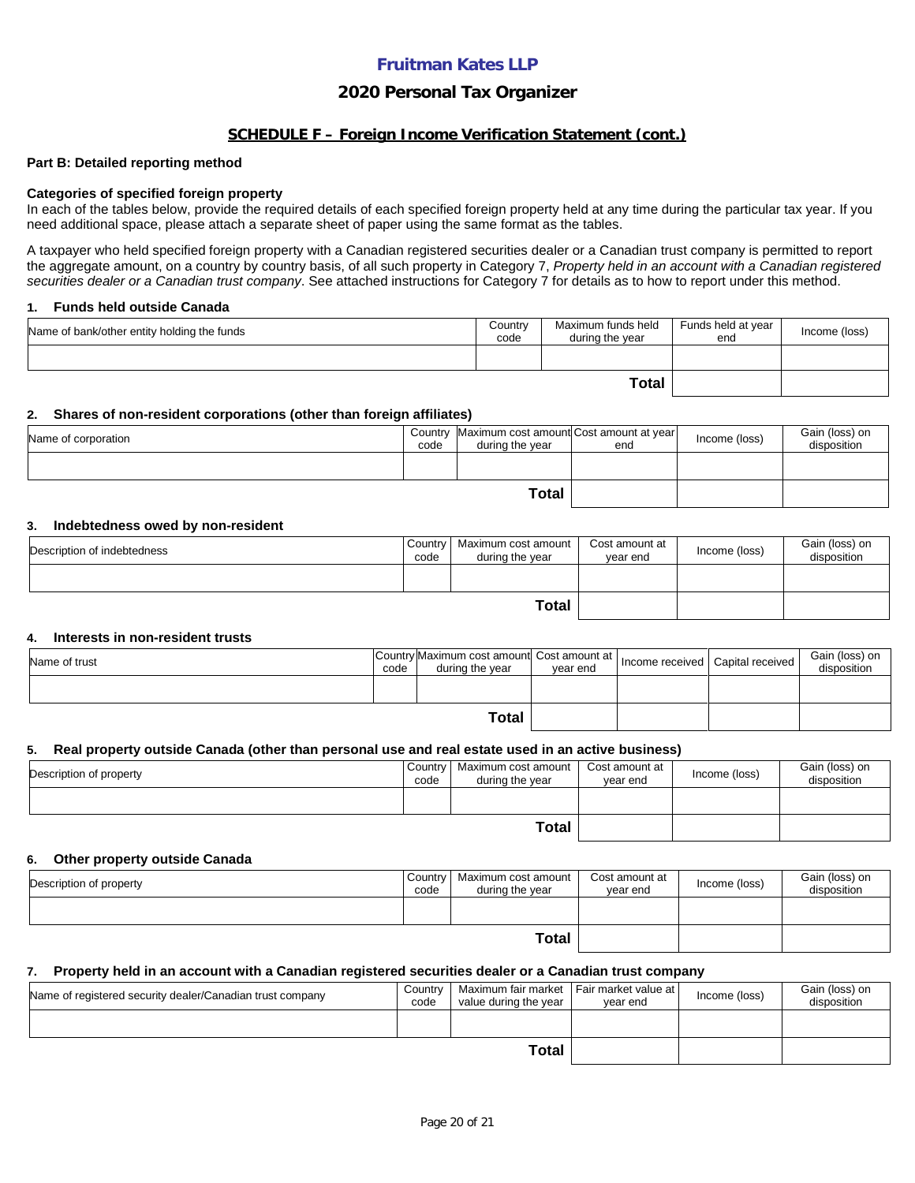# Fruitman Kates LLP

## 2020 Personal Tax Organizer

### SCHEDULE F – Foreign Income Verification Statement (cont.)

**Part B: Detailed reporting method**

**Categories of specified foreign property**

In each of the tables below, provide the required details of each specified foreign property held at any time during the particular tax year. If you need additional space, please attach a separate sheet of paper using the same format as the tables.

A taxpayer who held specified foreign property with a Canadian registered securities dealer or a Canadian trust company is permitted to report the aggregate amount, on a country by country basis, of all such property in Category 7, *Property held in an account with a Canadian registered securities dealer or a Canadian trust company*. See attached instructions for Category 7 for details as to how to report under this method.

#### 1. Funds held outside Canada

| Name of bank/other entity holding the funds | Country code | Maximum funds held during the year | Funds held at year end | Income (loss) |
|---|---|---|---|---|
| | | | | |
| | | **Total** | | |

#### 2. Shares of non-resident corporations (other than foreign affiliates)

| Name of corporation | Country code | Maximum cost amount during the year | Cost amount at year end | Income (loss) | Gain (loss) on disposition |
|---|---|---|---|---|---|
| | | | | | |
| | | **Total** | | | |

#### 3. Indebtedness owed by non-resident

| Description of indebtedness | Country code | Maximum cost amount during the year | Cost amount at year end | Income (loss) | Gain (loss) on disposition |
|---|---|---|---|---|---|
| | | | | | |
| | | **Total** | | | |

#### 4. Interests in non-resident trusts

| Name of trust | Country code | Maximum cost amount during the year | Cost amount at year end | Income received | Capital received | Gain (loss) on disposition |
|---|---|---|---|---|---|---|
| | | | | | | |
| | | **Total** | | | | |

#### 5. Real property outside Canada (other than personal use and real estate used in an active business)

| Description of property | Country code | Maximum cost amount during the year | Cost amount at year end | Income (loss) | Gain (loss) on disposition |
|---|---|---|---|---|---|
| | | | | | |
| | | **Total** | | | |

#### 6. Other property outside Canada

| Description of property | Country code | Maximum cost amount during the year | Cost amount at year end | Income (loss) | Gain (loss) on disposition |
|---|---|---|---|---|---|
| | | | | | |
| | | **Total** | | | |

#### 7. Property held in an account with a Canadian registered securities dealer or a Canadian trust company

| Name of registered security dealer/Canadian trust company | Country code | Maximum fair market value during the year | Fair market value at year end | Income (loss) | Gain (loss) on disposition |
|---|---|---|---|---|---|
| | | | | | |
| | | **Total** | | | |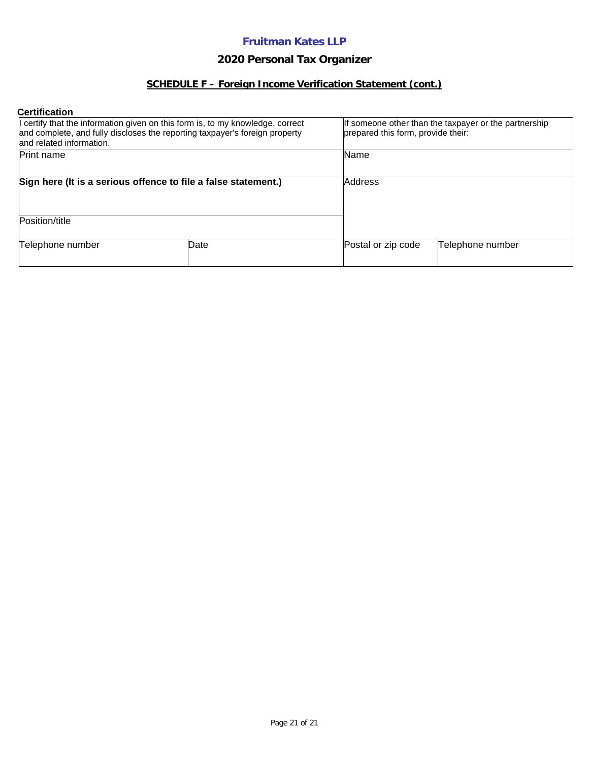# Fruitman Kates LLP

## 2020 Personal Tax Organizer

### SCHEDULE F – Foreign Income Verification Statement (cont.)

**Certification**

| | | | |
|---|---|---|---|
| I certify that the information given on this form is, to my knowledge, correct and complete, and fully discloses the reporting taxpayer's foreign property and related information. | | If someone other than the taxpayer or the partnership prepared this form, provide their: | |
| Print name | | Name | |
| **Sign here (It is a serious offence to file a false statement.)** | | Address | |
| Position/title | | | |
| Telephone number | Date | Postal or zip code | Telephone number |